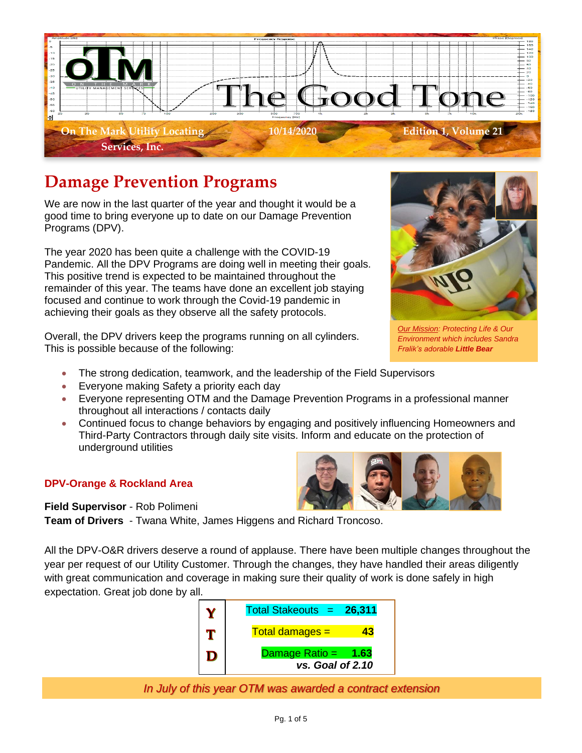# The Good Tone

**On The Mark Utility Locating Services, Inc.** | **10/14/2020** | **Edition 1, Volume 21**

## Damage Prevention Programs

We are now in the last quarter of the year and thought it would be a good time to bring everyone up to date on our Damage Prevention Programs (DPV).

The year 2020 has been quite a challenge with the COVID-19 Pandemic. All the DPV Programs are doing well in meeting their goals. This positive trend is expected to be maintained throughout the remainder of this year. The teams have done an excellent job staying focused and continue to work through the Covid-19 pandemic in achieving their goals as they observe all the safety protocols.

Overall, the DPV drivers keep the programs running on all cylinders. This is possible because of the following:

*Our Mission: Protecting Life & Our Environment which includes Sandra Fralik's adorable **Little Bear***

- The strong dedication, teamwork, and the leadership of the Field Supervisors
- Everyone making Safety a priority each day
- Everyone representing OTM and the Damage Prevention Programs in a professional manner throughout all interactions / contacts daily
- Continued focus to change behaviors by engaging and positively influencing Homeowners and Third-Party Contractors through daily site visits. Inform and educate on the protection of underground utilities

### DPV-Orange & Rockland Area

**Field Supervisor** - Rob Polimeni
**Team of Drivers** - Twana White, James Higgens and Richard Troncoso.

All the DPV-O&R drivers deserve a round of applause. There have been multiple changes throughout the year per request of our Utility Customer. Through the changes, they have handled their areas diligently with great communication and coverage in making sure their quality of work is done safely in high expectation. Great job done by all.

| YTD | |
|---|---|
| | Total Stakeouts = **26,311** |
| | Total damages = **43** |
| | Damage Ratio = **1.63** ***vs. Goal of 2.10*** |

*In July of this year OTM was awarded a contract extension*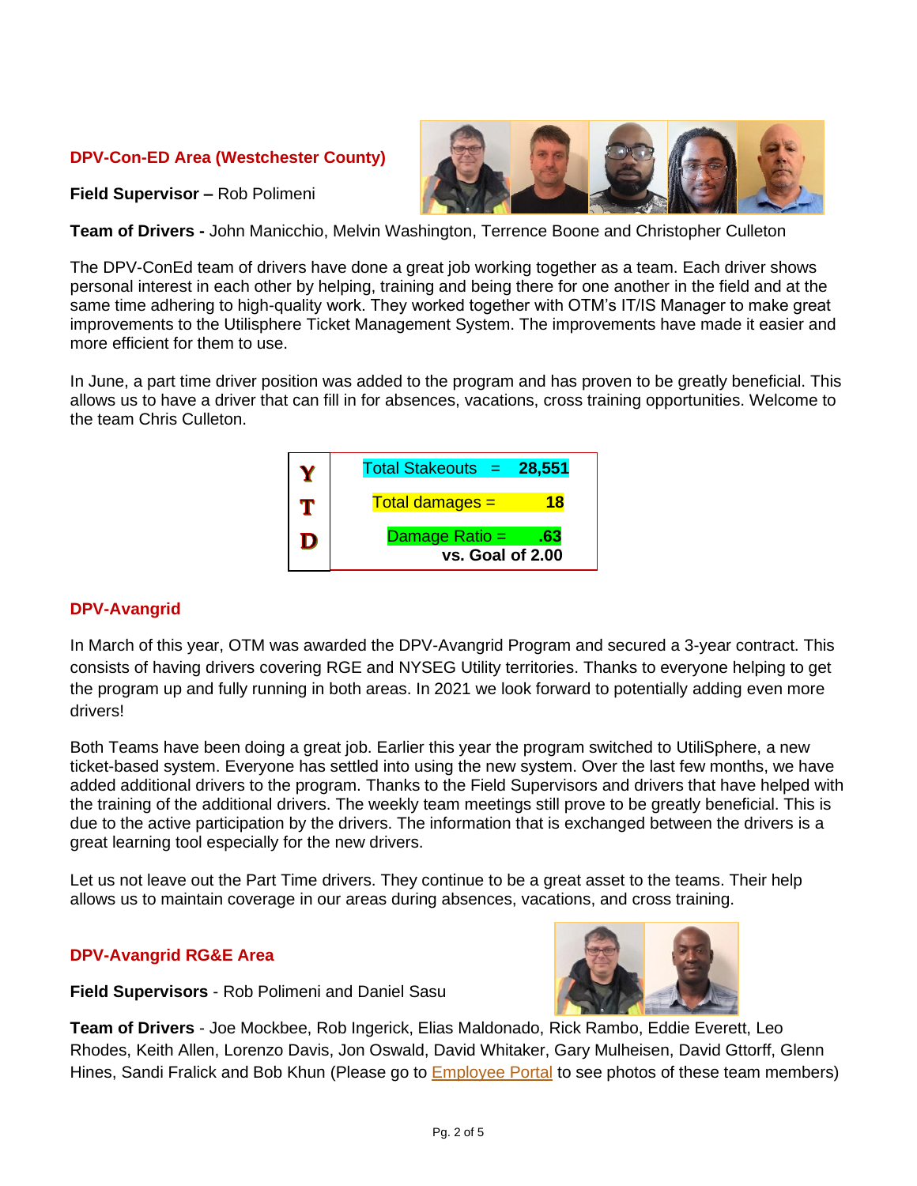### DPV-Con-ED Area (Westchester County)

**Field Supervisor –** Rob Polimeni

**Team of Drivers -** John Manicchio, Melvin Washington, Terrence Boone and Christopher Culleton

The DPV-ConEd team of drivers have done a great job working together as a team. Each driver shows personal interest in each other by helping, training and being there for one another in the field and at the same time adhering to high-quality work. They worked together with OTM's IT/IS Manager to make great improvements to the Utilisphere Ticket Management System. The improvements have made it easier and more efficient for them to use.

In June, a part time driver position was added to the program and has proven to be greatly beneficial. This allows us to have a driver that can fill in for absences, vacations, cross training opportunities. Welcome to the team Chris Culleton.

| YTD | |
|---|---|
| Y | Total Stakeouts = **28,551** |
| T | Total damages = **18** |
| D | Damage Ratio = **.63** **vs. Goal of 2.00** |

### DPV-Avangrid

In March of this year, OTM was awarded the DPV-Avangrid Program and secured a 3-year contract. This consists of having drivers covering RGE and NYSEG Utility territories. Thanks to everyone helping to get the program up and fully running in both areas. In 2021 we look forward to potentially adding even more drivers!

Both Teams have been doing a great job. Earlier this year the program switched to UtiliSphere, a new ticket-based system. Everyone has settled into using the new system. Over the last few months, we have added additional drivers to the program. Thanks to the Field Supervisors and drivers that have helped with the training of the additional drivers. The weekly team meetings still prove to be greatly beneficial. This is due to the active participation by the drivers. The information that is exchanged between the drivers is a great learning tool especially for the new drivers.

Let us not leave out the Part Time drivers. They continue to be a great asset to the teams. Their help allows us to maintain coverage in our areas during absences, vacations, and cross training.

### DPV-Avangrid RG&E Area

**Field Supervisors** - Rob Polimeni and Daniel Sasu

**Team of Drivers** - Joe Mockbee, Rob Ingerick, Elias Maldonado, Rick Rambo, Eddie Everett, Leo Rhodes, Keith Allen, Lorenzo Davis, Jon Oswald, David Whitaker, Gary Mulheisen, David Gttorff, Glenn Hines, Sandi Fralick and Bob Khun (Please go to Employee Portal to see photos of these team members)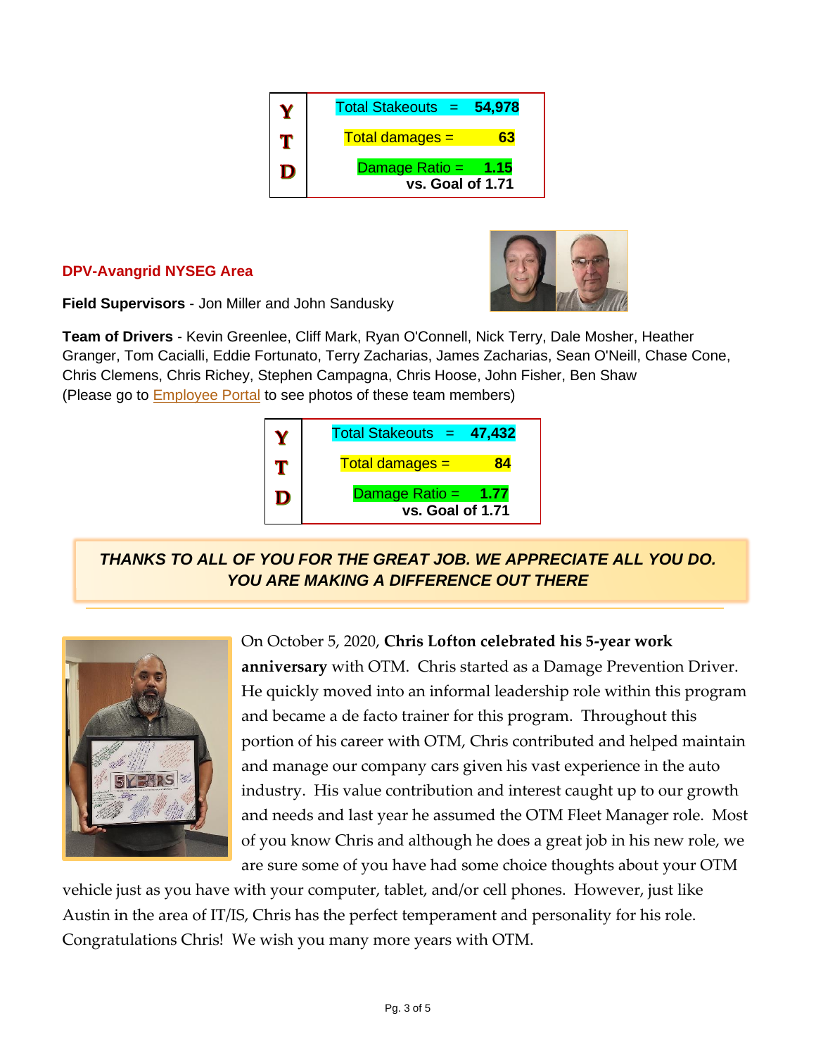| Y T D | |
|---|---|
| | Total Stakeouts = **54,978** |
| | Total damages = **63** |
| | Damage Ratio = **1.15** **vs. Goal of 1.71** |

## DPV-Avangrid NYSEG Area

**Field Supervisors** - Jon Miller and John Sandusky

**Team of Drivers** - Kevin Greenlee, Cliff Mark, Ryan O'Connell, Nick Terry, Dale Mosher, Heather Granger, Tom Cacialli, Eddie Fortunato, Terry Zacharias, James Zacharias, Sean O'Neill, Chase Cone, Chris Clemens, Chris Richey, Stephen Campagna, Chris Hoose, John Fisher, Ben Shaw
(Please go to Employee Portal to see photos of these team members)

| Y T D | |
|---|---|
| | Total Stakeouts = **47,432** |
| | Total damages = **84** |
| | Damage Ratio = **1.77** **vs. Goal of 1.71** |

***THANKS TO ALL OF YOU FOR THE GREAT JOB. WE APPRECIATE ALL YOU DO. YOU ARE MAKING A DIFFERENCE OUT THERE***

On October 5, 2020, **Chris Lofton celebrated his 5-year work anniversary** with OTM. Chris started as a Damage Prevention Driver. He quickly moved into an informal leadership role within this program and became a de facto trainer for this program. Throughout this portion of his career with OTM, Chris contributed and helped maintain and manage our company cars given his vast experience in the auto industry. His value contribution and interest caught up to our growth and needs and last year he assumed the OTM Fleet Manager role. Most of you know Chris and although he does a great job in his new role, we are sure some of you have had some choice thoughts about your OTM vehicle just as you have with your computer, tablet, and/or cell phones. However, just like Austin in the area of IT/IS, Chris has the perfect temperament and personality for his role. Congratulations Chris! We wish you many more years with OTM.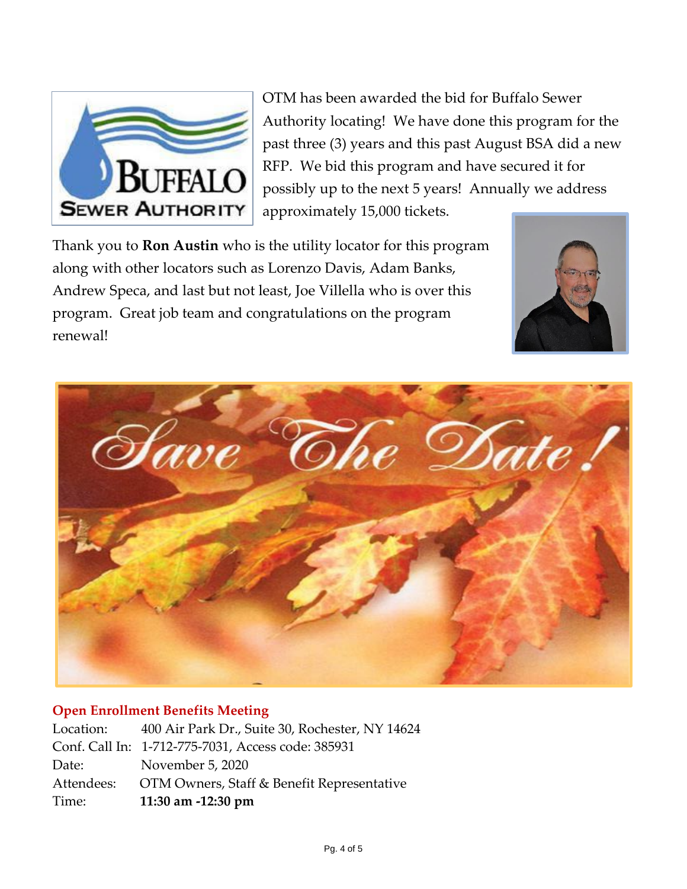OTM has been awarded the bid for Buffalo Sewer Authority locating! We have done this program for the past three (3) years and this past August BSA did a new RFP. We bid this program and have secured it for possibly up to the next 5 years! Annually we address approximately 15,000 tickets.

Thank you to **Ron Austin** who is the utility locator for this program along with other locators such as Lorenzo Davis, Adam Banks, Andrew Speca, and last but not least, Joe Villella who is over this program. Great job team and congratulations on the program renewal!

### Open Enrollment Benefits Meeting

| | |
|---|---|
| Location: | 400 Air Park Dr., Suite 30, Rochester, NY 14624 |
| Conf. Call In: | 1-712-775-7031, Access code: 385931 |
| Date: | November 5, 2020 |
| Attendees: | OTM Owners, Staff & Benefit Representative |
| Time: | **11:30 am -12:30 pm** |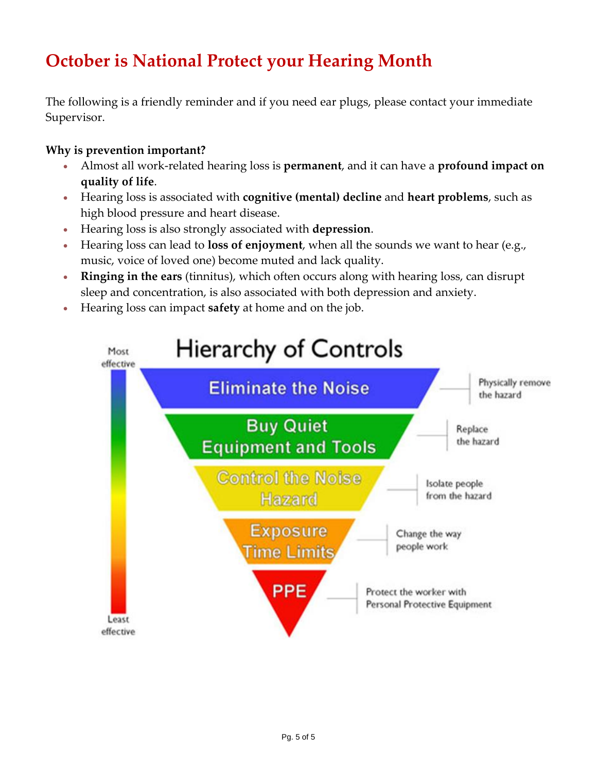# October is National Protect your Hearing Month

The following is a friendly reminder and if you need ear plugs, please contact your immediate Supervisor.

**Why is prevention important?**

- Almost all work-related hearing loss is **permanent**, and it can have a **profound impact on quality of life**.
- Hearing loss is associated with **cognitive (mental) decline** and **heart problems**, such as high blood pressure and heart disease.
- Hearing loss is also strongly associated with **depression**.
- Hearing loss can lead to **loss of enjoyment**, when all the sounds we want to hear (e.g., music, voice of loved one) become muted and lack quality.
- **Ringing in the ears** (tinnitus), which often occurs along with hearing loss, can disrupt sleep and concentration, is also associated with both depression and anxiety.
- Hearing loss can impact **safety** at home and on the job.

Hierarchy of Controls

Most effective

Eliminate the Noise — Physically remove the hazard

Buy Quiet Equipment and Tools — Replace the hazard

Control the Noise Hazard — Isolate people from the hazard

Exposure Time Limits — Change the way people work

PPE — Protect the worker with Personal Protective Equipment

Least effective